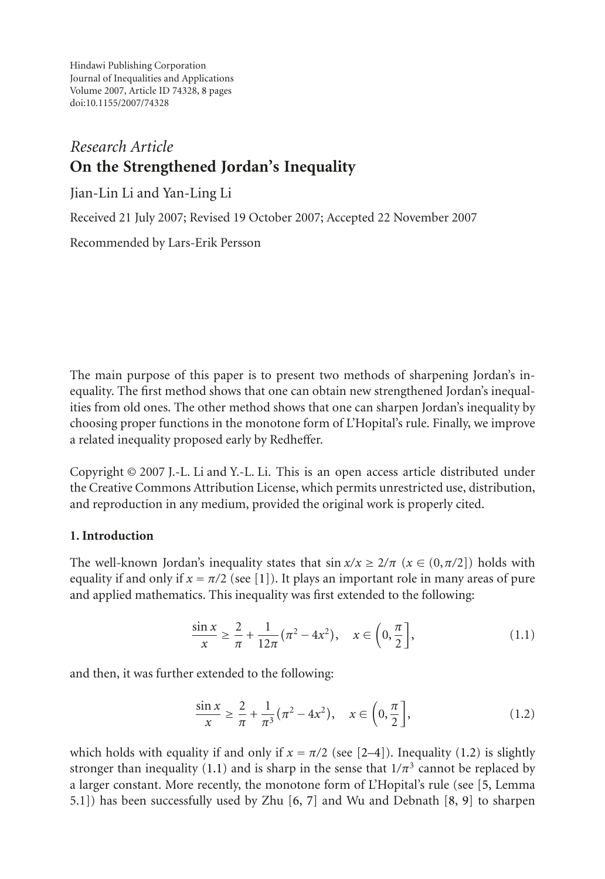Hindawi Publishing Corporation
Journal of Inequalities and Applications
Volume 2007, Article ID 74328, 8 pages
doi:10.1155/2007/74328

*Research Article*

# On the Strengthened Jordan's Inequality

Jian-Lin Li and Yan-Ling Li

Received 21 July 2007; Revised 19 October 2007; Accepted 22 November 2007

Recommended by Lars-Erik Persson

The main purpose of this paper is to present two methods of sharpening Jordan's inequality. The first method shows that one can obtain new strengthened Jordan's inequalities from old ones. The other method shows that one can sharpen Jordan's inequality by choosing proper functions in the monotone form of L'Hopital's rule. Finally, we improve a related inequality proposed early by Redheffer.

Copyright © 2007 J.-L. Li and Y.-L. Li. This is an open access article distributed under the Creative Commons Attribution License, which permits unrestricted use, distribution, and reproduction in any medium, provided the original work is properly cited.

## 1. Introduction

The well-known Jordan's inequality states that $\sin x/x \geq 2/\pi$ $(x \in (0,\pi/2])$ holds with equality if and only if $x = \pi/2$ (see [1]). It plays an important role in many areas of pure and applied mathematics. This inequality was first extended to the following:

$$\frac{\sin x}{x} \geq \frac{2}{\pi} + \frac{1}{12\pi}\left(\pi^2 - 4x^2\right), \quad x \in \left(0, \frac{\pi}{2}\right], \tag{1.1}$$

and then, it was further extended to the following:

$$\frac{\sin x}{x} \geq \frac{2}{\pi} + \frac{1}{\pi^3}\left(\pi^2 - 4x^2\right), \quad x \in \left(0, \frac{\pi}{2}\right], \tag{1.2}$$

which holds with equality if and only if $x = \pi/2$ (see [2–4]). Inequality (1.2) is slightly stronger than inequality (1.1) and is sharp in the sense that $1/\pi^3$ cannot be replaced by a larger constant. More recently, the monotone form of L'Hopital's rule (see [5, Lemma 5.1]) has been successfully used by Zhu [6, 7] and Wu and Debnath [8, 9] to sharpen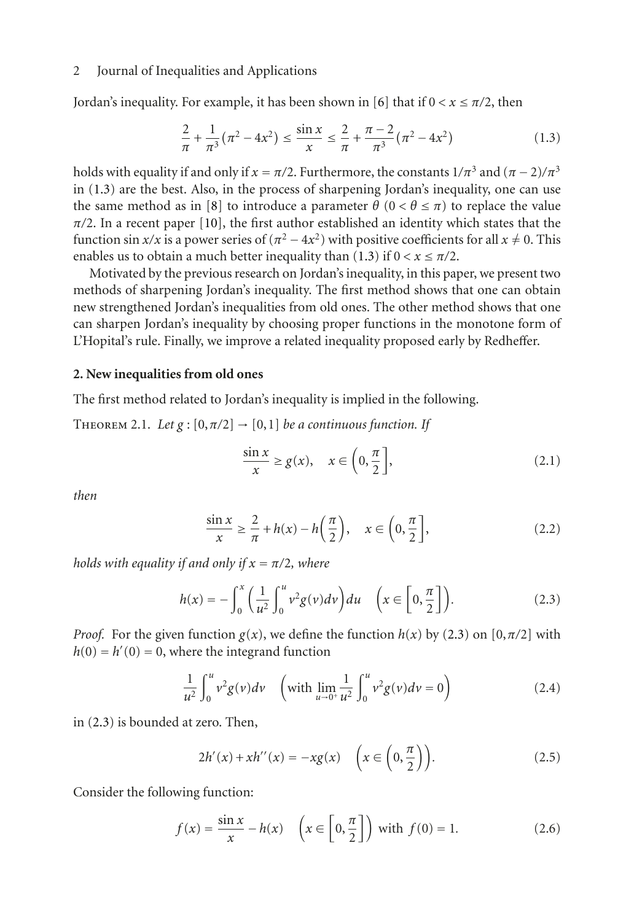Jordan's inequality. For example, it has been shown in [6] that if $0 < x \le \pi/2$, then

$$\frac{2}{\pi} + \frac{1}{\pi^3}(\pi^2 - 4x^2) \le \frac{\sin x}{x} \le \frac{2}{\pi} + \frac{\pi - 2}{\pi^3}(\pi^2 - 4x^2) \tag{1.3}$$

holds with equality if and only if $x = \pi/2$. Furthermore, the constants $1/\pi^3$ and $(\pi-2)/\pi^3$ in (1.3) are the best. Also, in the process of sharpening Jordan's inequality, one can use the same method as in [8] to introduce a parameter $\theta$ $(0 < \theta \le \pi)$ to replace the value $\pi/2$. In a recent paper [10], the first author established an identity which states that the function $\sin x/x$ is a power series of $(\pi^2 - 4x^2)$ with positive coefficients for all $x \ne 0$. This enables us to obtain a much better inequality than (1.3) if $0 < x \le \pi/2$.

Motivated by the previous research on Jordan's inequality, in this paper, we present two methods of sharpening Jordan's inequality. The first method shows that one can obtain new strengthened Jordan's inequalities from old ones. The other method shows that one can sharpen Jordan's inequality by choosing proper functions in the monotone form of L'Hopital's rule. Finally, we improve a related inequality proposed early by Redheffer.

## 2. New inequalities from old ones

The first method related to Jordan's inequality is implied in the following.

Theorem 2.1. *Let $g : [0, \pi/2] \to [0,1]$ be a continuous function. If*

$$\frac{\sin x}{x} \ge g(x), \quad x \in \left(0, \frac{\pi}{2}\right], \tag{2.1}$$

*then*

$$\frac{\sin x}{x} \ge \frac{2}{\pi} + h(x) - h\left(\frac{\pi}{2}\right), \quad x \in \left(0, \frac{\pi}{2}\right], \tag{2.2}$$

*holds with equality if and only if $x = \pi/2$, where*

$$h(x) = -\int_0^x \left(\frac{1}{u^2}\int_0^u v^2 g(v)\,dv\right) du \quad \left(x \in \left[0, \frac{\pi}{2}\right]\right). \tag{2.3}$$

*Proof.* For the given function $g(x)$, we define the function $h(x)$ by (2.3) on $[0, \pi/2]$ with $h(0) = h'(0) = 0$, where the integrand function

$$\frac{1}{u^2}\int_0^u v^2 g(v)\,dv \quad \left(\text{with } \lim_{u \to 0^+} \frac{1}{u^2}\int_0^u v^2 g(v)\,dv = 0\right) \tag{2.4}$$

in (2.3) is bounded at zero. Then,

$$2h'(x) + xh''(x) = -xg(x) \quad \left(x \in \left(0, \frac{\pi}{2}\right)\right). \tag{2.5}$$

Consider the following function:

$$f(x) = \frac{\sin x}{x} - h(x) \quad \left(x \in \left[0, \frac{\pi}{2}\right]\right) \text{ with } f(0) = 1. \tag{2.6}$$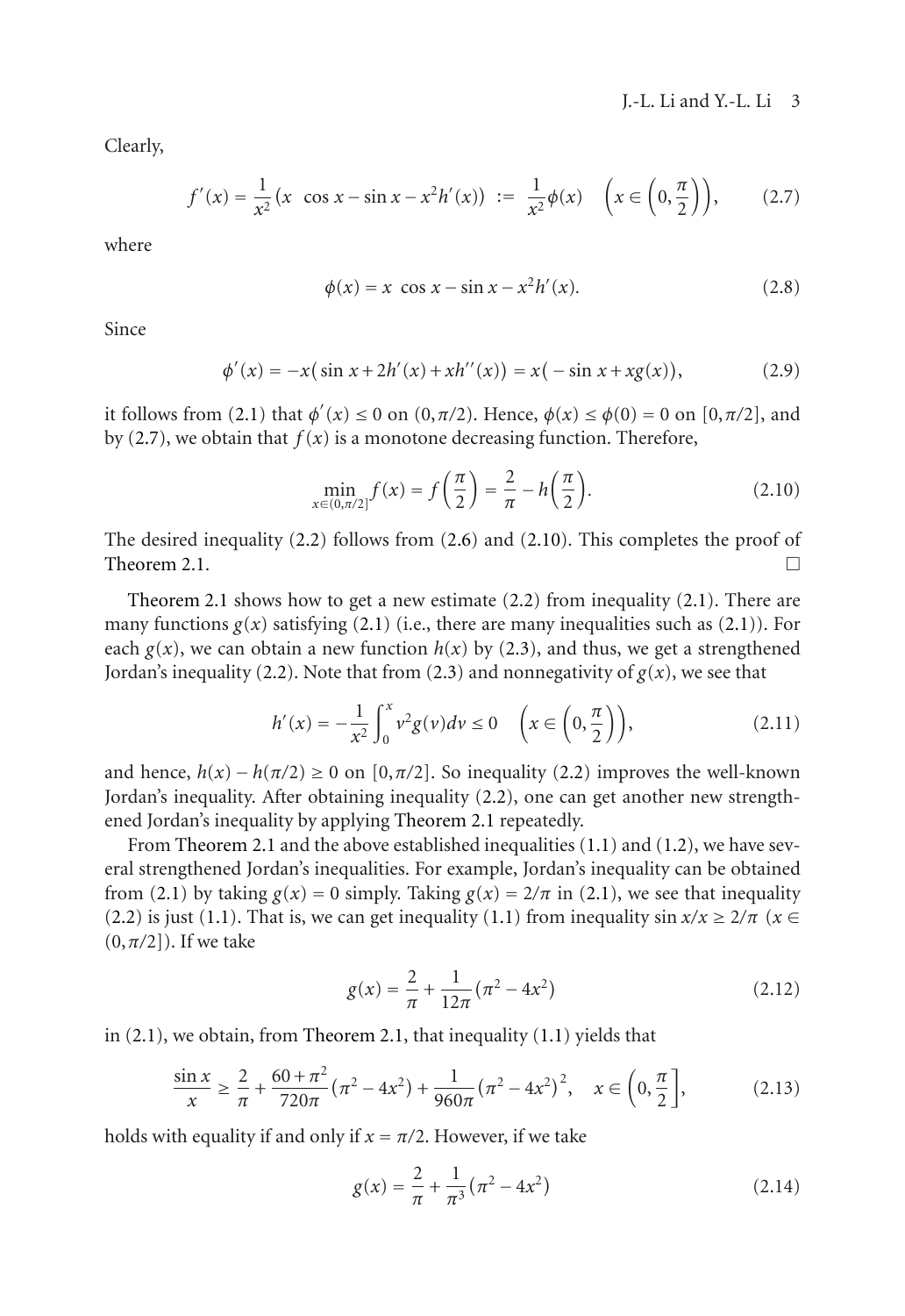Clearly,

$$f'(x) = \frac{1}{x^2}\left(x \ \cos x - \sin x - x^2 h'(x)\right) \ := \ \frac{1}{x^2}\phi(x) \quad \left(x \in \left(0, \frac{\pi}{2}\right)\right), \tag{2.7}$$

where

$$\phi(x) = x \ \cos x - \sin x - x^2 h'(x). \tag{2.8}$$

Since

$$\phi'(x) = -x\left(\sin x + 2h'(x) + xh''(x)\right) = x\left(-\sin x + xg(x)\right), \tag{2.9}$$

it follows from (2.1) that $\phi'(x) \leq 0$ on $(0, \pi/2)$. Hence, $\phi(x) \leq \phi(0) = 0$ on $[0, \pi/2]$, and by (2.7), we obtain that $f(x)$ is a monotone decreasing function. Therefore,

$$\min_{x \in (0,\pi/2]} f(x) = f\left(\frac{\pi}{2}\right) = \frac{2}{\pi} - h\left(\frac{\pi}{2}\right). \tag{2.10}$$

The desired inequality (2.2) follows from (2.6) and (2.10). This completes the proof of Theorem 2.1. □

Theorem 2.1 shows how to get a new estimate (2.2) from inequality (2.1). There are many functions $g(x)$ satisfying (2.1) (i.e., there are many inequalities such as (2.1)). For each $g(x)$, we can obtain a new function $h(x)$ by (2.3), and thus, we get a strengthened Jordan's inequality (2.2). Note that from (2.3) and nonnegativity of $g(x)$, we see that

$$h'(x) = -\frac{1}{x^2}\int_0^x v^2 g(v)dv \leq 0 \quad \left(x \in \left(0, \frac{\pi}{2}\right)\right), \tag{2.11}$$

and hence, $h(x) - h(\pi/2) \geq 0$ on $[0, \pi/2]$. So inequality (2.2) improves the well-known Jordan's inequality. After obtaining inequality (2.2), one can get another new strengthened Jordan's inequality by applying Theorem 2.1 repeatedly.

From Theorem 2.1 and the above established inequalities (1.1) and (1.2), we have several strengthened Jordan's inequalities. For example, Jordan's inequality can be obtained from (2.1) by taking $g(x) = 0$ simply. Taking $g(x) = 2/\pi$ in (2.1), we see that inequality (2.2) is just (1.1). That is, we can get inequality (1.1) from inequality $\sin x/x \geq 2/\pi$ $(x \in (0, \pi/2])$. If we take

$$g(x) = \frac{2}{\pi} + \frac{1}{12\pi}\left(\pi^2 - 4x^2\right) \tag{2.12}$$

in (2.1), we obtain, from Theorem 2.1, that inequality (1.1) yields that

$$\frac{\sin x}{x} \geq \frac{2}{\pi} + \frac{60 + \pi^2}{720\pi}\left(\pi^2 - 4x^2\right) + \frac{1}{960\pi}\left(\pi^2 - 4x^2\right)^2, \quad x \in \left(0, \frac{\pi}{2}\right], \tag{2.13}$$

holds with equality if and only if $x = \pi/2$. However, if we take

$$g(x) = \frac{2}{\pi} + \frac{1}{\pi^3}\left(\pi^2 - 4x^2\right) \tag{2.14}$$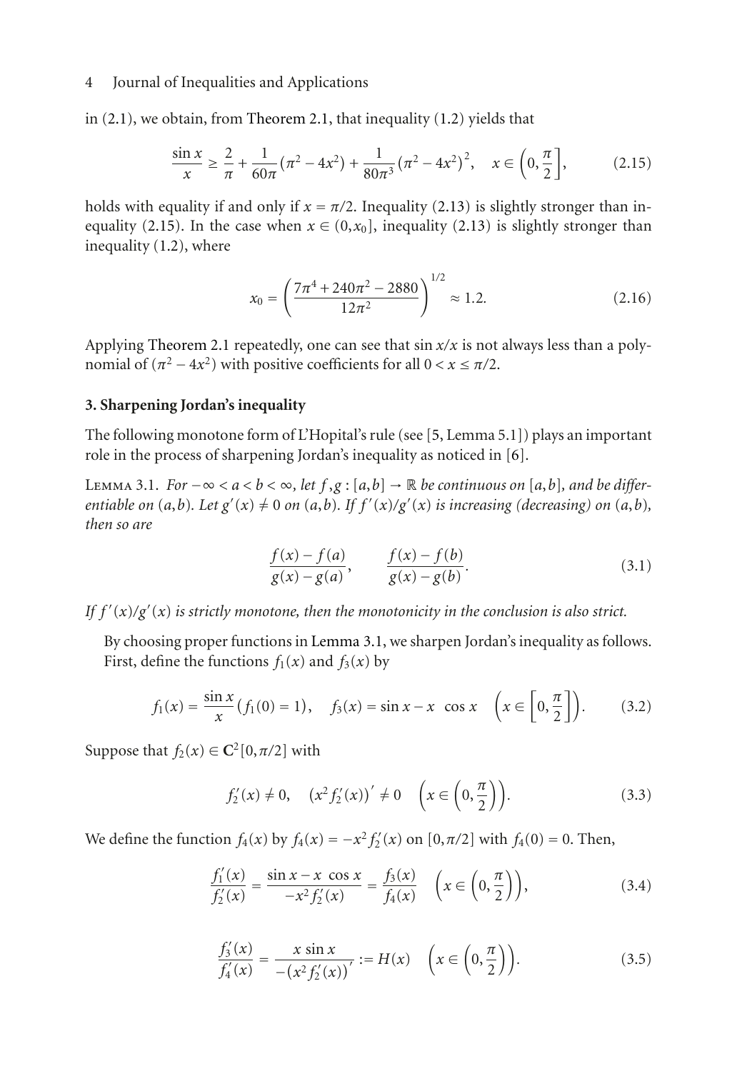in (2.1), we obtain, from Theorem 2.1, that inequality (1.2) yields that

$$\frac{\sin x}{x} \geq \frac{2}{\pi} + \frac{1}{60\pi}\left(\pi^2 - 4x^2\right) + \frac{1}{80\pi^3}\left(\pi^2 - 4x^2\right)^2, \quad x \in \left(0, \frac{\pi}{2}\right], \tag{2.15}$$

holds with equality if and only if $x = \pi/2$. Inequality (2.13) is slightly stronger than inequality (2.15). In the case when $x \in (0, x_0]$, inequality (2.13) is slightly stronger than inequality (1.2), where

$$x_0 = \left(\frac{7\pi^4 + 240\pi^2 - 2880}{12\pi^2}\right)^{1/2} \approx 1.2. \tag{2.16}$$

Applying Theorem 2.1 repeatedly, one can see that $\sin x/x$ is not always less than a polynomial of $(\pi^2 - 4x^2)$ with positive coefficients for all $0 < x \leq \pi/2$.

## 3. Sharpening Jordan's inequality

The following monotone form of L'Hopital's rule (see [5, Lemma 5.1]) plays an important role in the process of sharpening Jordan's inequality as noticed in [6].

Lemma 3.1. *For $-\infty < a < b < \infty$, let $f, g : [a,b] \to \mathbb{R}$ be continuous on $[a,b]$, and be differentiable on $(a,b)$. Let $g'(x) \neq 0$ on $(a,b)$. If $f'(x)/g'(x)$ is increasing (decreasing) on $(a,b)$, then so are*

$$\frac{f(x) - f(a)}{g(x) - g(a)}, \qquad \frac{f(x) - f(b)}{g(x) - g(b)}. \tag{3.1}$$

*If $f'(x)/g'(x)$ is strictly monotone, then the monotonicity in the conclusion is also strict.*

By choosing proper functions in Lemma 3.1, we sharpen Jordan's inequality as follows. First, define the functions $f_1(x)$ and $f_3(x)$ by

$$f_1(x) = \frac{\sin x}{x}\ \left(f_1(0) = 1\right), \quad f_3(x) = \sin x - x\ \cos x \quad \left(x \in \left[0, \frac{\pi}{2}\right]\right). \tag{3.2}$$

Suppose that $f_2(x) \in \mathbf{C}^2[0, \pi/2]$ with

$$f_2'(x) \neq 0, \quad \left(x^2 f_2'(x)\right)' \neq 0 \quad \left(x \in \left(0, \frac{\pi}{2}\right)\right). \tag{3.3}$$

We define the function $f_4(x)$ by $f_4(x) = -x^2 f_2'(x)$ on $[0, \pi/2]$ with $f_4(0) = 0$. Then,

$$\frac{f_1'(x)}{f_2'(x)} = \frac{\sin x - x\ \cos x}{-x^2 f_2'(x)} = \frac{f_3(x)}{f_4(x)} \quad \left(x \in \left(0, \frac{\pi}{2}\right)\right), \tag{3.4}$$

$$\frac{f_3'(x)}{f_4'(x)} = \frac{x \sin x}{-\left(x^2 f_2'(x)\right)'} := H(x) \quad \left(x \in \left(0, \frac{\pi}{2}\right)\right). \tag{3.5}$$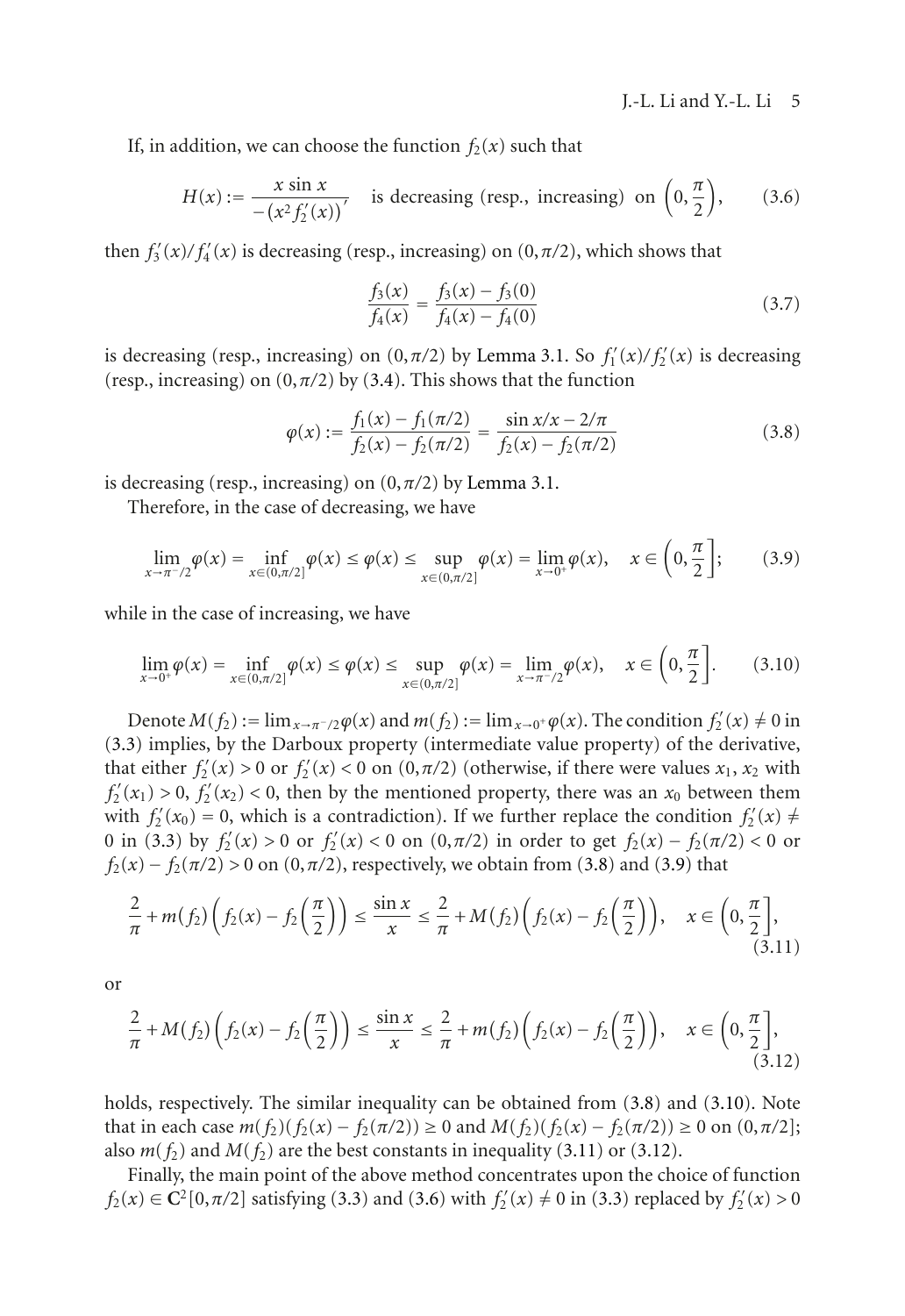If, in addition, we can choose the function $f_2(x)$ such that

$$H(x) := \frac{x \sin x}{-\left(x^2 f_2'(x)\right)'} \quad \text{is decreasing (resp., increasing) on } \left(0, \frac{\pi}{2}\right), \tag{3.6}$$

then $f_3'(x)/f_4'(x)$ is decreasing (resp., increasing) on $(0, \pi/2)$, which shows that

$$\frac{f_3(x)}{f_4(x)} = \frac{f_3(x) - f_3(0)}{f_4(x) - f_4(0)} \tag{3.7}$$

is decreasing (resp., increasing) on $(0, \pi/2)$ by Lemma 3.1. So $f_1'(x)/f_2'(x)$ is decreasing (resp., increasing) on $(0, \pi/2)$ by (3.4). This shows that the function

$$\varphi(x) := \frac{f_1(x) - f_1(\pi/2)}{f_2(x) - f_2(\pi/2)} = \frac{\sin x/x - 2/\pi}{f_2(x) - f_2(\pi/2)} \tag{3.8}$$

is decreasing (resp., increasing) on $(0, \pi/2)$ by Lemma 3.1.

Therefore, in the case of decreasing, we have

$$\lim_{x \to \pi^-/2} \varphi(x) = \inf_{x \in (0, \pi/2]} \varphi(x) \leq \varphi(x) \leq \sup_{x \in (0, \pi/2]} \varphi(x) = \lim_{x \to 0^+} \varphi(x), \quad x \in \left(0, \frac{\pi}{2}\right]; \tag{3.9}$$

while in the case of increasing, we have

$$\lim_{x \to 0^+} \varphi(x) = \inf_{x \in (0, \pi/2]} \varphi(x) \leq \varphi(x) \leq \sup_{x \in (0, \pi/2]} \varphi(x) = \lim_{x \to \pi^-/2} \varphi(x), \quad x \in \left(0, \frac{\pi}{2}\right]. \tag{3.10}$$

Denote $M(f_2) := \lim_{x \to \pi^-/2} \varphi(x)$ and $m(f_2) := \lim_{x \to 0^+} \varphi(x)$. The condition $f_2'(x) \neq 0$ in (3.3) implies, by the Darboux property (intermediate value property) of the derivative, that either $f_2'(x) > 0$ or $f_2'(x) < 0$ on $(0, \pi/2)$ (otherwise, if there were values $x_1$, $x_2$ with $f_2'(x_1) > 0$, $f_2'(x_2) < 0$, then by the mentioned property, there was an $x_0$ between them with $f_2'(x_0) = 0$, which is a contradiction). If we further replace the condition $f_2'(x) \neq 0$ in (3.3) by $f_2'(x) > 0$ or $f_2'(x) < 0$ on $(0, \pi/2)$ in order to get $f_2(x) - f_2(\pi/2) < 0$ or $f_2(x) - f_2(\pi/2) > 0$ on $(0, \pi/2)$, respectively, we obtain from (3.8) and (3.9) that

$$\frac{2}{\pi} + m(f_2)\left(f_2(x) - f_2\left(\frac{\pi}{2}\right)\right) \leq \frac{\sin x}{x} \leq \frac{2}{\pi} + M(f_2)\left(f_2(x) - f_2\left(\frac{\pi}{2}\right)\right), \quad x \in \left(0, \frac{\pi}{2}\right], \tag{3.11}$$

or

$$\frac{2}{\pi} + M(f_2)\left(f_2(x) - f_2\left(\frac{\pi}{2}\right)\right) \leq \frac{\sin x}{x} \leq \frac{2}{\pi} + m(f_2)\left(f_2(x) - f_2\left(\frac{\pi}{2}\right)\right), \quad x \in \left(0, \frac{\pi}{2}\right], \tag{3.12}$$

holds, respectively. The similar inequality can be obtained from (3.8) and (3.10). Note that in each case $m(f_2)(f_2(x) - f_2(\pi/2)) \geq 0$ and $M(f_2)(f_2(x) - f_2(\pi/2)) \geq 0$ on $(0, \pi/2]$; also $m(f_2)$ and $M(f_2)$ are the best constants in inequality (3.11) or (3.12).

Finally, the main point of the above method concentrates upon the choice of function $f_2(x) \in \mathbf{C}^2[0, \pi/2]$ satisfying (3.3) and (3.6) with $f_2'(x) \neq 0$ in (3.3) replaced by $f_2'(x) > 0$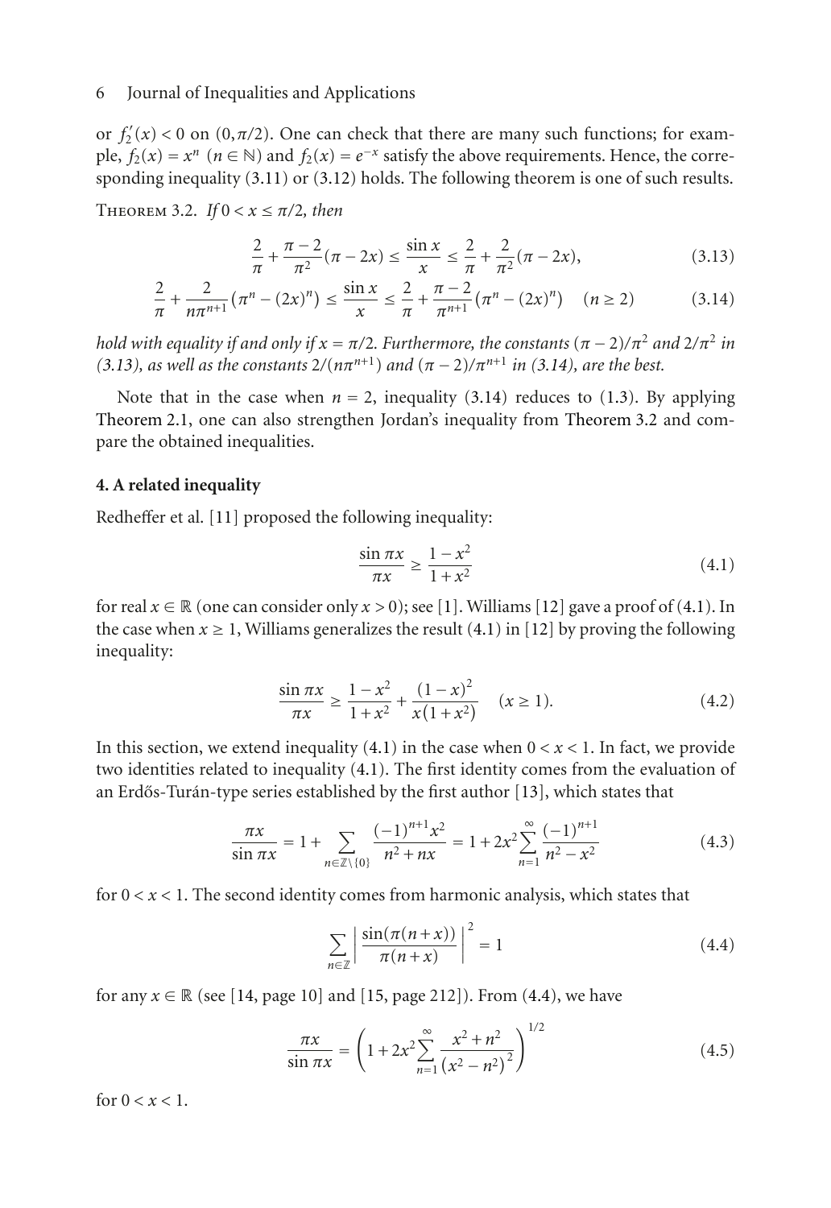or $f_2'(x) < 0$ on $(0, \pi/2)$. One can check that there are many such functions; for example, $f_2(x) = x^n$ $(n \in \mathbb{N})$ and $f_2(x) = e^{-x}$ satisfy the above requirements. Hence, the corresponding inequality (3.11) or (3.12) holds. The following theorem is one of such results.

Theorem 3.2. *If $0 < x \le \pi/2$, then*

$$\frac{2}{\pi} + \frac{\pi - 2}{\pi^2}(\pi - 2x) \le \frac{\sin x}{x} \le \frac{2}{\pi} + \frac{2}{\pi^2}(\pi - 2x), \tag{3.13}$$

$$\frac{2}{\pi} + \frac{2}{n\pi^{n+1}}\left(\pi^n - (2x)^n\right) \le \frac{\sin x}{x} \le \frac{2}{\pi} + \frac{\pi - 2}{\pi^{n+1}}\left(\pi^n - (2x)^n\right) \quad (n \ge 2) \tag{3.14}$$

*hold with equality if and only if $x = \pi/2$. Furthermore, the constants $(\pi - 2)/\pi^2$ and $2/\pi^2$ in (3.13), as well as the constants $2/(n\pi^{n+1})$ and $(\pi - 2)/\pi^{n+1}$ in (3.14), are the best.*

Note that in the case when $n = 2$, inequality (3.14) reduces to (1.3). By applying Theorem 2.1, one can also strengthen Jordan's inequality from Theorem 3.2 and compare the obtained inequalities.

## 4. A related inequality

Redheffer et al. [11] proposed the following inequality:

$$\frac{\sin \pi x}{\pi x} \ge \frac{1 - x^2}{1 + x^2} \tag{4.1}$$

for real $x \in \mathbb{R}$ (one can consider only $x > 0$); see [1]. Williams [12] gave a proof of (4.1). In the case when $x \ge 1$, Williams generalizes the result (4.1) in [12] by proving the following inequality:

$$\frac{\sin \pi x}{\pi x} \ge \frac{1 - x^2}{1 + x^2} + \frac{(1 - x)^2}{x(1 + x^2)} \quad (x \ge 1). \tag{4.2}$$

In this section, we extend inequality (4.1) in the case when $0 < x < 1$. In fact, we provide two identities related to inequality (4.1). The first identity comes from the evaluation of an Erdős-Turán-type series established by the first author [13], which states that

$$\frac{\pi x}{\sin \pi x} = 1 + \sum_{n \in \mathbb{Z} \setminus \{0\}} \frac{(-1)^{n+1} x^2}{n^2 + nx} = 1 + 2x^2 \sum_{n=1}^{\infty} \frac{(-1)^{n+1}}{n^2 - x^2} \tag{4.3}$$

for $0 < x < 1$. The second identity comes from harmonic analysis, which states that

$$\sum_{n \in \mathbb{Z}} \left| \frac{\sin(\pi(n + x))}{\pi(n + x)} \right|^2 = 1 \tag{4.4}$$

for any $x \in \mathbb{R}$ (see [14, page 10] and [15, page 212]). From (4.4), we have

$$\frac{\pi x}{\sin \pi x} = \left(1 + 2x^2 \sum_{n=1}^{\infty} \frac{x^2 + n^2}{(x^2 - n^2)^2}\right)^{1/2} \tag{4.5}$$

for $0 < x < 1$.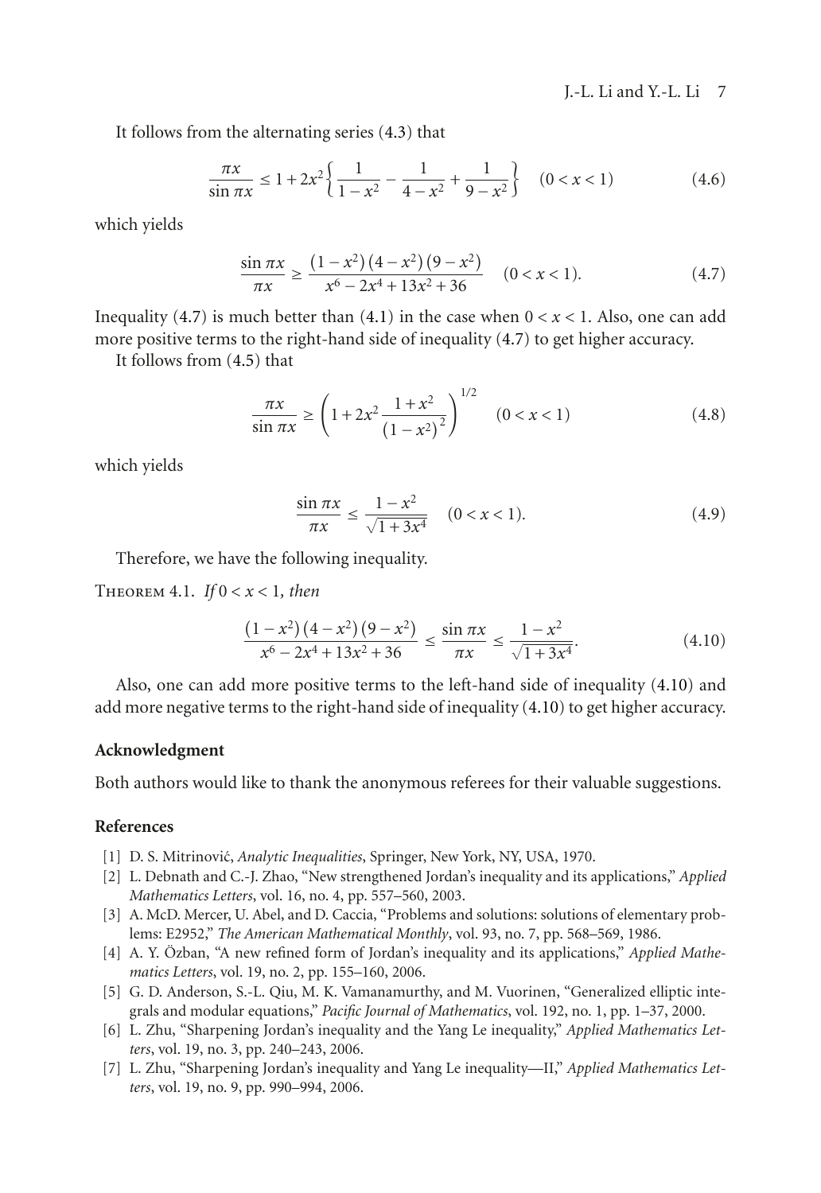It follows from the alternating series (4.3) that

$$\frac{\pi x}{\sin \pi x} \leq 1 + 2x^2 \left\{ \frac{1}{1-x^2} - \frac{1}{4-x^2} + \frac{1}{9-x^2} \right\} \quad (0 < x < 1) \tag{4.6}$$

which yields

$$\frac{\sin \pi x}{\pi x} \geq \frac{(1-x^2)(4-x^2)(9-x^2)}{x^6 - 2x^4 + 13x^2 + 36} \quad (0 < x < 1). \tag{4.7}$$

Inequality (4.7) is much better than (4.1) in the case when $0 < x < 1$. Also, one can add more positive terms to the right-hand side of inequality (4.7) to get higher accuracy.

It follows from (4.5) that

$$\frac{\pi x}{\sin \pi x} \geq \left( 1 + 2x^2 \frac{1+x^2}{(1-x^2)^2} \right)^{1/2} \quad (0 < x < 1) \tag{4.8}$$

which yields

$$\frac{\sin \pi x}{\pi x} \leq \frac{1-x^2}{\sqrt{1+3x^4}} \quad (0 < x < 1). \tag{4.9}$$

Therefore, we have the following inequality.

**Theorem 4.1.** *If $0 < x < 1$, then*

$$\frac{(1-x^2)(4-x^2)(9-x^2)}{x^6 - 2x^4 + 13x^2 + 36} \leq \frac{\sin \pi x}{\pi x} \leq \frac{1-x^2}{\sqrt{1+3x^4}}. \tag{4.10}$$

Also, one can add more positive terms to the left-hand side of inequality (4.10) and add more negative terms to the right-hand side of inequality (4.10) to get higher accuracy.

## Acknowledgment

Both authors would like to thank the anonymous referees for their valuable suggestions.

## References

[1] D. S. Mitrinović, *Analytic Inequalities*, Springer, New York, NY, USA, 1970.

[2] L. Debnath and C.-J. Zhao, "New strengthened Jordan's inequality and its applications," *Applied Mathematics Letters*, vol. 16, no. 4, pp. 557–560, 2003.

[3] A. McD. Mercer, U. Abel, and D. Caccia, "Problems and solutions: solutions of elementary problems: E2952," *The American Mathematical Monthly*, vol. 93, no. 7, pp. 568–569, 1986.

[4] A. Y. Özban, "A new refined form of Jordan's inequality and its applications," *Applied Mathematics Letters*, vol. 19, no. 2, pp. 155–160, 2006.

[5] G. D. Anderson, S.-L. Qiu, M. K. Vamanamurthy, and M. Vuorinen, "Generalized elliptic integrals and modular equations," *Pacific Journal of Mathematics*, vol. 192, no. 1, pp. 1–37, 2000.

[6] L. Zhu, "Sharpening Jordan's inequality and the Yang Le inequality," *Applied Mathematics Letters*, vol. 19, no. 3, pp. 240–243, 2006.

[7] L. Zhu, "Sharpening Jordan's inequality and Yang Le inequality—II," *Applied Mathematics Letters*, vol. 19, no. 9, pp. 990–994, 2006.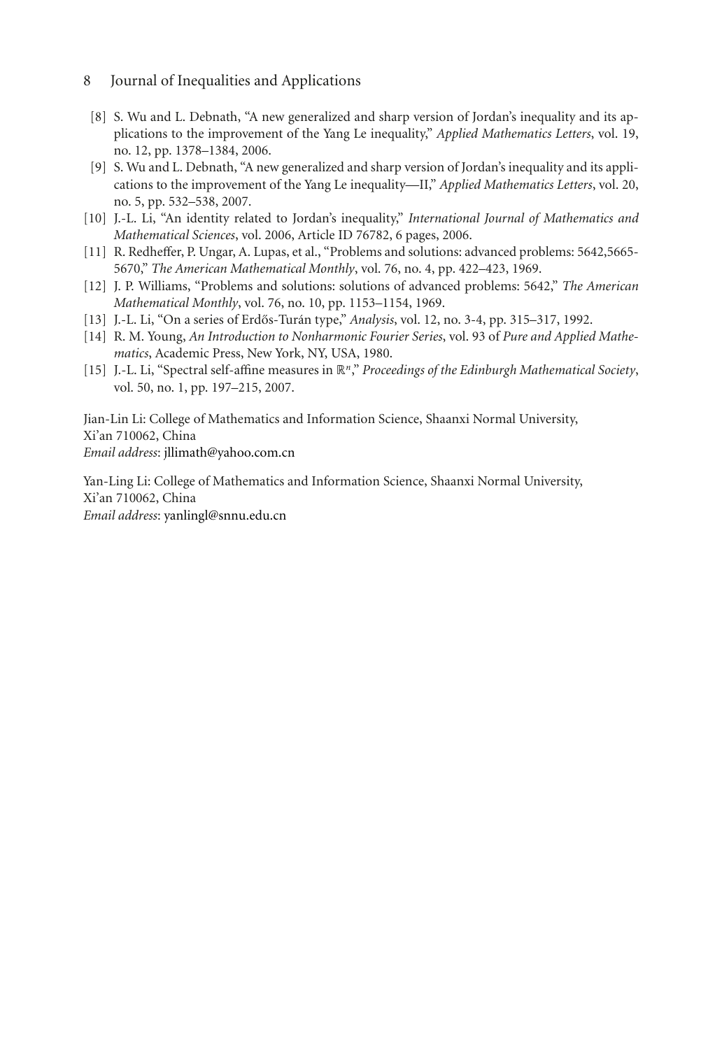[8] S. Wu and L. Debnath, "A new generalized and sharp version of Jordan's inequality and its applications to the improvement of the Yang Le inequality," *Applied Mathematics Letters*, vol. 19, no. 12, pp. 1378–1384, 2006.

[9] S. Wu and L. Debnath, "A new generalized and sharp version of Jordan's inequality and its applications to the improvement of the Yang Le inequality—II," *Applied Mathematics Letters*, vol. 20, no. 5, pp. 532–538, 2007.

[10] J.-L. Li, "An identity related to Jordan's inequality," *International Journal of Mathematics and Mathematical Sciences*, vol. 2006, Article ID 76782, 6 pages, 2006.

[11] R. Redheffer, P. Ungar, A. Lupas, et al., "Problems and solutions: advanced problems: 5642,5665-5670," *The American Mathematical Monthly*, vol. 76, no. 4, pp. 422–423, 1969.

[12] J. P. Williams, "Problems and solutions: solutions of advanced problems: 5642," *The American Mathematical Monthly*, vol. 76, no. 10, pp. 1153–1154, 1969.

[13] J.-L. Li, "On a series of Erdős-Turán type," *Analysis*, vol. 12, no. 3-4, pp. 315–317, 1992.

[14] R. M. Young, *An Introduction to Nonharmonic Fourier Series*, vol. 93 of *Pure and Applied Mathematics*, Academic Press, New York, NY, USA, 1980.

[15] J.-L. Li, "Spectral self-affine measures in $\mathbb{R}^n$," *Proceedings of the Edinburgh Mathematical Society*, vol. 50, no. 1, pp. 197–215, 2007.

Jian-Lin Li: College of Mathematics and Information Science, Shaanxi Normal University, Xi'an 710062, China
*Email address*: jllimath@yahoo.com.cn

Yan-Ling Li: College of Mathematics and Information Science, Shaanxi Normal University, Xi'an 710062, China
*Email address*: yanlingl@snnu.edu.cn